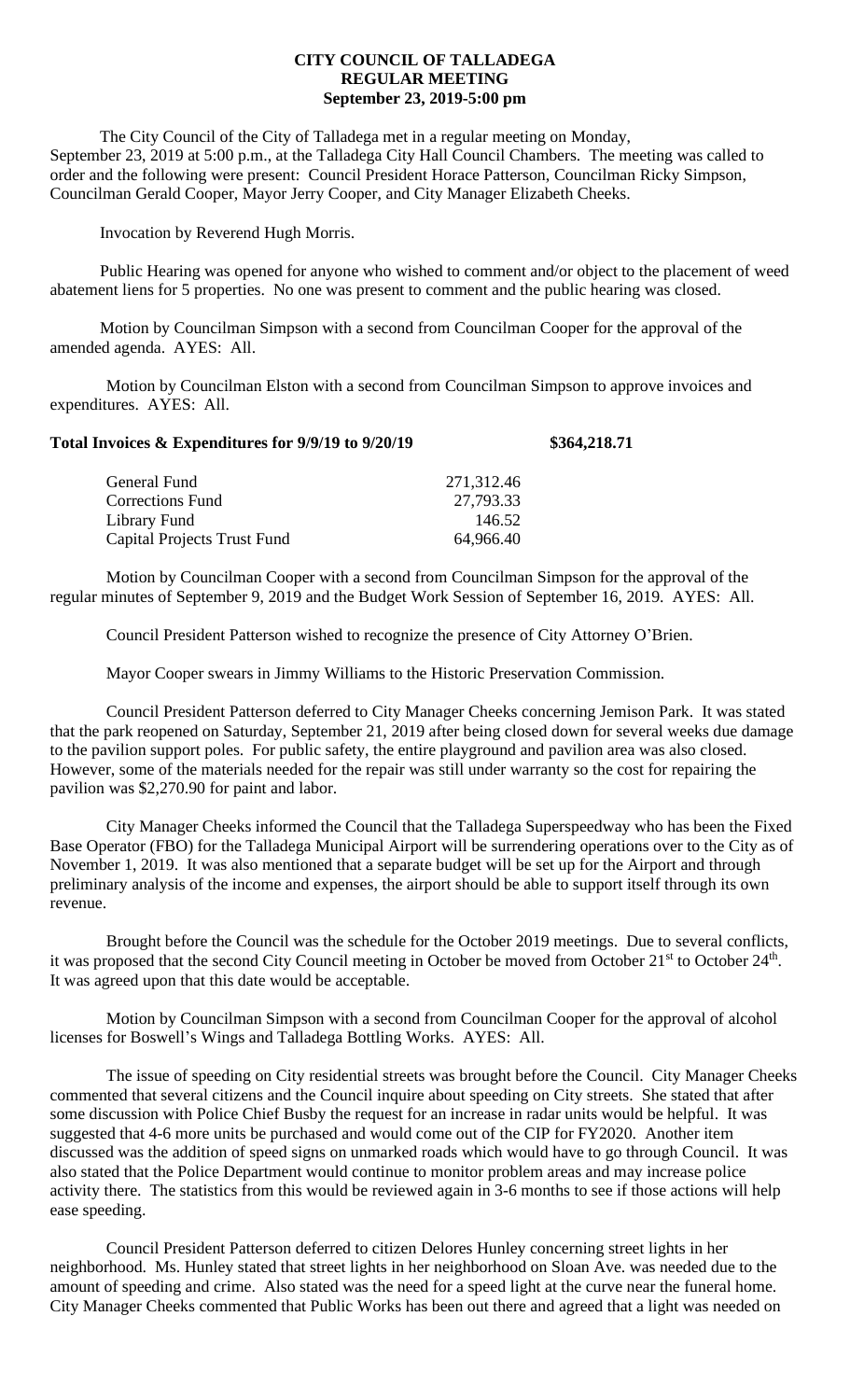# CITY COUNCIL OF TALLADEGA
## REGULAR MEETING
### September 23, 2019-5:00 pm

The City Council of the City of Talladega met in a regular meeting on Monday, September 23, 2019 at 5:00 p.m., at the Talladega City Hall Council Chambers. The meeting was called to order and the following were present: Council President Horace Patterson, Councilman Ricky Simpson, Councilman Gerald Cooper, Mayor Jerry Cooper, and City Manager Elizabeth Cheeks.

Invocation by Reverend Hugh Morris.

Public Hearing was opened for anyone who wished to comment and/or object to the placement of weed abatement liens for 5 properties. No one was present to comment and the public hearing was closed.

Motion by Councilman Simpson with a second from Councilman Cooper for the approval of the amended agenda. AYES: All.

Motion by Councilman Elston with a second from Councilman Simpson to approve invoices and expenditures. AYES: All.

**Total Invoices & Expenditures for 9/9/19 to 9/20/19** **$364,218.71**

| | |
|---|---|
| General Fund | 271,312.46 |
| Corrections Fund | 27,793.33 |
| Library Fund | 146.52 |
| Capital Projects Trust Fund | 64,966.40 |

Motion by Councilman Cooper with a second from Councilman Simpson for the approval of the regular minutes of September 9, 2019 and the Budget Work Session of September 16, 2019. AYES: All.

Council President Patterson wished to recognize the presence of City Attorney O'Brien.

Mayor Cooper swears in Jimmy Williams to the Historic Preservation Commission.

Council President Patterson deferred to City Manager Cheeks concerning Jemison Park. It was stated that the park reopened on Saturday, September 21, 2019 after being closed down for several weeks due damage to the pavilion support poles. For public safety, the entire playground and pavilion area was also closed. However, some of the materials needed for the repair was still under warranty so the cost for repairing the pavilion was $2,270.90 for paint and labor.

City Manager Cheeks informed the Council that the Talladega Superspeedway who has been the Fixed Base Operator (FBO) for the Talladega Municipal Airport will be surrendering operations over to the City as of November 1, 2019. It was also mentioned that a separate budget will be set up for the Airport and through preliminary analysis of the income and expenses, the airport should be able to support itself through its own revenue.

Brought before the Council was the schedule for the October 2019 meetings. Due to several conflicts, it was proposed that the second City Council meeting in October be moved from October 21st to October 24th. It was agreed upon that this date would be acceptable.

Motion by Councilman Simpson with a second from Councilman Cooper for the approval of alcohol licenses for Boswell's Wings and Talladega Bottling Works. AYES: All.

The issue of speeding on City residential streets was brought before the Council. City Manager Cheeks commented that several citizens and the Council inquire about speeding on City streets. She stated that after some discussion with Police Chief Busby the request for an increase in radar units would be helpful. It was suggested that 4-6 more units be purchased and would come out of the CIP for FY2020. Another item discussed was the addition of speed signs on unmarked roads which would have to go through Council. It was also stated that the Police Department would continue to monitor problem areas and may increase police activity there. The statistics from this would be reviewed again in 3-6 months to see if those actions will help ease speeding.

Council President Patterson deferred to citizen Delores Hunley concerning street lights in her neighborhood. Ms. Hunley stated that street lights in her neighborhood on Sloan Ave. was needed due to the amount of speeding and crime. Also stated was the need for a speed light at the curve near the funeral home. City Manager Cheeks commented that Public Works has been out there and agreed that a light was needed on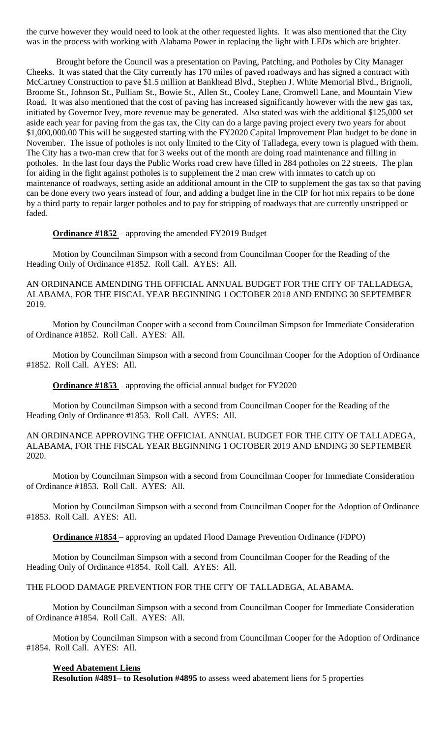the curve however they would need to look at the other requested lights. It was also mentioned that the City was in the process with working with Alabama Power in replacing the light with LEDs which are brighter.

Brought before the Council was a presentation on Paving, Patching, and Potholes by City Manager Cheeks. It was stated that the City currently has 170 miles of paved roadways and has signed a contract with McCartney Construction to pave $1.5 million at Bankhead Blvd., Stephen J. White Memorial Blvd., Brignoli, Broome St., Johnson St., Pulliam St., Bowie St., Allen St., Cooley Lane, Cromwell Lane, and Mountain View Road. It was also mentioned that the cost of paving has increased significantly however with the new gas tax, initiated by Governor Ivey, more revenue may be generated. Also stated was with the additional $125,000 set aside each year for paving from the gas tax, the City can do a large paving project every two years for about $1,000,000.00 This will be suggested starting with the FY2020 Capital Improvement Plan budget to be done in November. The issue of potholes is not only limited to the City of Talladega, every town is plagued with them. The City has a two-man crew that for 3 weeks out of the month are doing road maintenance and filling in potholes. In the last four days the Public Works road crew have filled in 284 potholes on 22 streets. The plan for aiding in the fight against potholes is to supplement the 2 man crew with inmates to catch up on maintenance of roadways, setting aside an additional amount in the CIP to supplement the gas tax so that paving can be done every two years instead of four, and adding a budget line in the CIP for hot mix repairs to be done by a third party to repair larger potholes and to pay for stripping of roadways that are currently unstripped or faded.

**Ordinance #1852** – approving the amended FY2019 Budget

Motion by Councilman Simpson with a second from Councilman Cooper for the Reading of the Heading Only of Ordinance #1852. Roll Call. AYES: All.

AN ORDINANCE AMENDING THE OFFICIAL ANNUAL BUDGET FOR THE CITY OF TALLADEGA, ALABAMA, FOR THE FISCAL YEAR BEGINNING 1 OCTOBER 2018 AND ENDING 30 SEPTEMBER 2019.

Motion by Councilman Cooper with a second from Councilman Simpson for Immediate Consideration of Ordinance #1852. Roll Call. AYES: All.

Motion by Councilman Simpson with a second from Councilman Cooper for the Adoption of Ordinance #1852. Roll Call. AYES: All.

**Ordinance #1853** – approving the official annual budget for FY2020

Motion by Councilman Simpson with a second from Councilman Cooper for the Reading of the Heading Only of Ordinance #1853. Roll Call. AYES: All.

AN ORDINANCE APPROVING THE OFFICIAL ANNUAL BUDGET FOR THE CITY OF TALLADEGA, ALABAMA, FOR THE FISCAL YEAR BEGINNING 1 OCTOBER 2019 AND ENDING 30 SEPTEMBER 2020.

Motion by Councilman Simpson with a second from Councilman Cooper for Immediate Consideration of Ordinance #1853. Roll Call. AYES: All.

Motion by Councilman Simpson with a second from Councilman Cooper for the Adoption of Ordinance #1853. Roll Call. AYES: All.

**Ordinance #1854** – approving an updated Flood Damage Prevention Ordinance (FDPO)

Motion by Councilman Simpson with a second from Councilman Cooper for the Reading of the Heading Only of Ordinance #1854. Roll Call. AYES: All.

THE FLOOD DAMAGE PREVENTION FOR THE CITY OF TALLADEGA, ALABAMA.

Motion by Councilman Simpson with a second from Councilman Cooper for Immediate Consideration of Ordinance #1854. Roll Call. AYES: All.

Motion by Councilman Simpson with a second from Councilman Cooper for the Adoption of Ordinance #1854. Roll Call. AYES: All.

**Weed Abatement Liens**

**Resolution #4891– to Resolution #4895** to assess weed abatement liens for 5 properties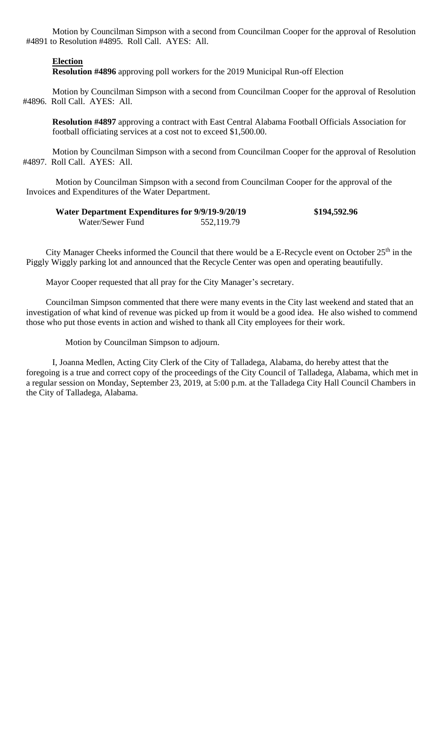Motion by Councilman Simpson with a second from Councilman Cooper for the approval of Resolution #4891 to Resolution #4895. Roll Call. AYES: All.

**Election**

**Resolution #4896** approving poll workers for the 2019 Municipal Run-off Election

Motion by Councilman Simpson with a second from Councilman Cooper for the approval of Resolution #4896. Roll Call. AYES: All.

**Resolution #4897** approving a contract with East Central Alabama Football Officials Association for football officiating services at a cost not to exceed $1,500.00.

Motion by Councilman Simpson with a second from Councilman Cooper for the approval of Resolution #4897. Roll Call. AYES: All.

Motion by Councilman Simpson with a second from Councilman Cooper for the approval of the Invoices and Expenditures of the Water Department.

| | | |
|---|---|---|
| **Water Department Expenditures for 9/9/19-9/20/19** | | **$194,592.96** |
| Water/Sewer Fund | 552,119.79 | |

City Manager Cheeks informed the Council that there would be a E-Recycle event on October 25th in the Piggly Wiggly parking lot and announced that the Recycle Center was open and operating beautifully.

Mayor Cooper requested that all pray for the City Manager's secretary.

Councilman Simpson commented that there were many events in the City last weekend and stated that an investigation of what kind of revenue was picked up from it would be a good idea. He also wished to commend those who put those events in action and wished to thank all City employees for their work.

Motion by Councilman Simpson to adjourn.

I, Joanna Medlen, Acting City Clerk of the City of Talladega, Alabama, do hereby attest that the foregoing is a true and correct copy of the proceedings of the City Council of Talladega, Alabama, which met in a regular session on Monday, September 23, 2019, at 5:00 p.m. at the Talladega City Hall Council Chambers in the City of Talladega, Alabama.